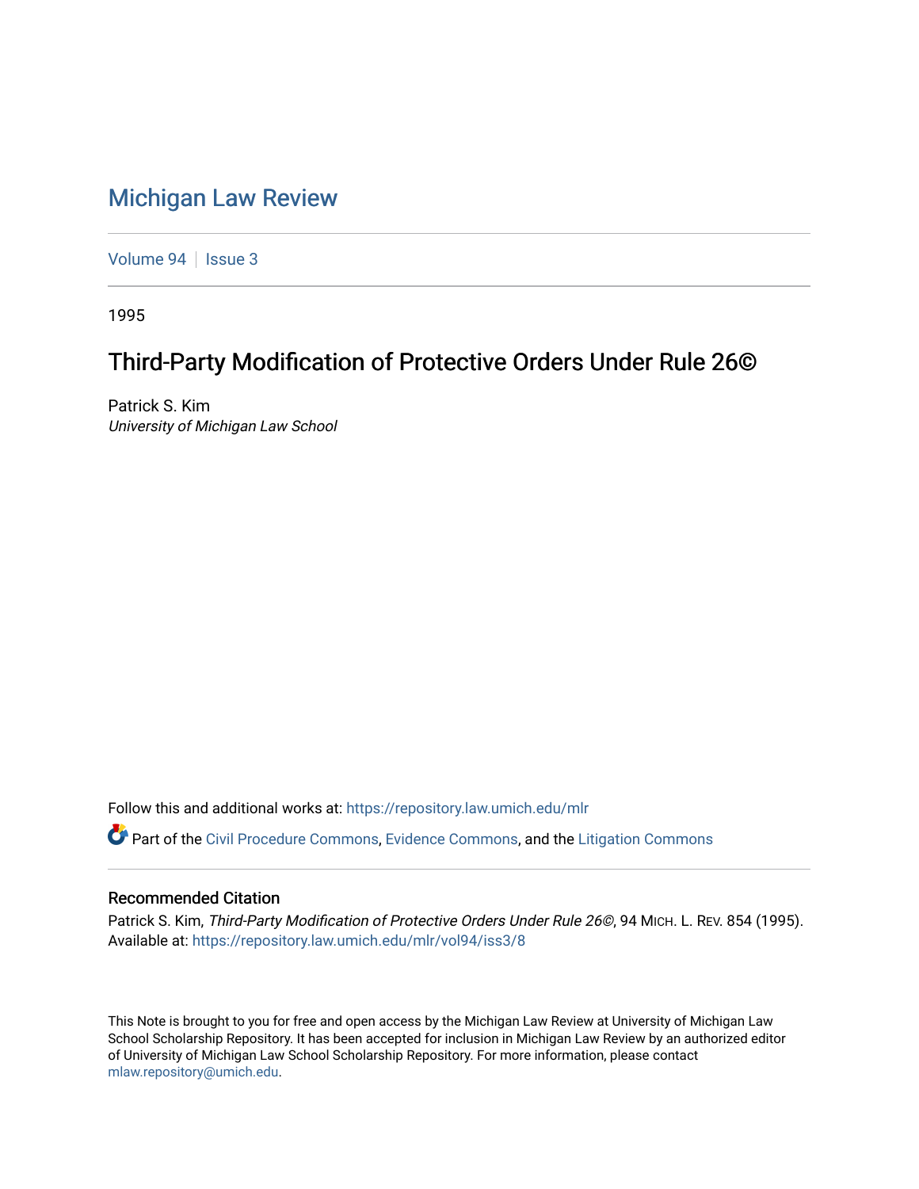# Michigan Law Review

Volume 94 | Issue 3

1995

## Third-Party Modification of Protective Orders Under Rule 26©

Patrick S. Kim
*University of Michigan Law School*

Follow this and additional works at: https://repository.law.umich.edu/mlr

Part of the Civil Procedure Commons, Evidence Commons, and the Litigation Commons

### Recommended Citation

Patrick S. Kim, *Third-Party Modification of Protective Orders Under Rule 26©*, 94 MICH. L. REV. 854 (1995).
Available at: https://repository.law.umich.edu/mlr/vol94/iss3/8

This Note is brought to you for free and open access by the Michigan Law Review at University of Michigan Law School Scholarship Repository. It has been accepted for inclusion in Michigan Law Review by an authorized editor of University of Michigan Law School Scholarship Repository. For more information, please contact mlaw.repository@umich.edu.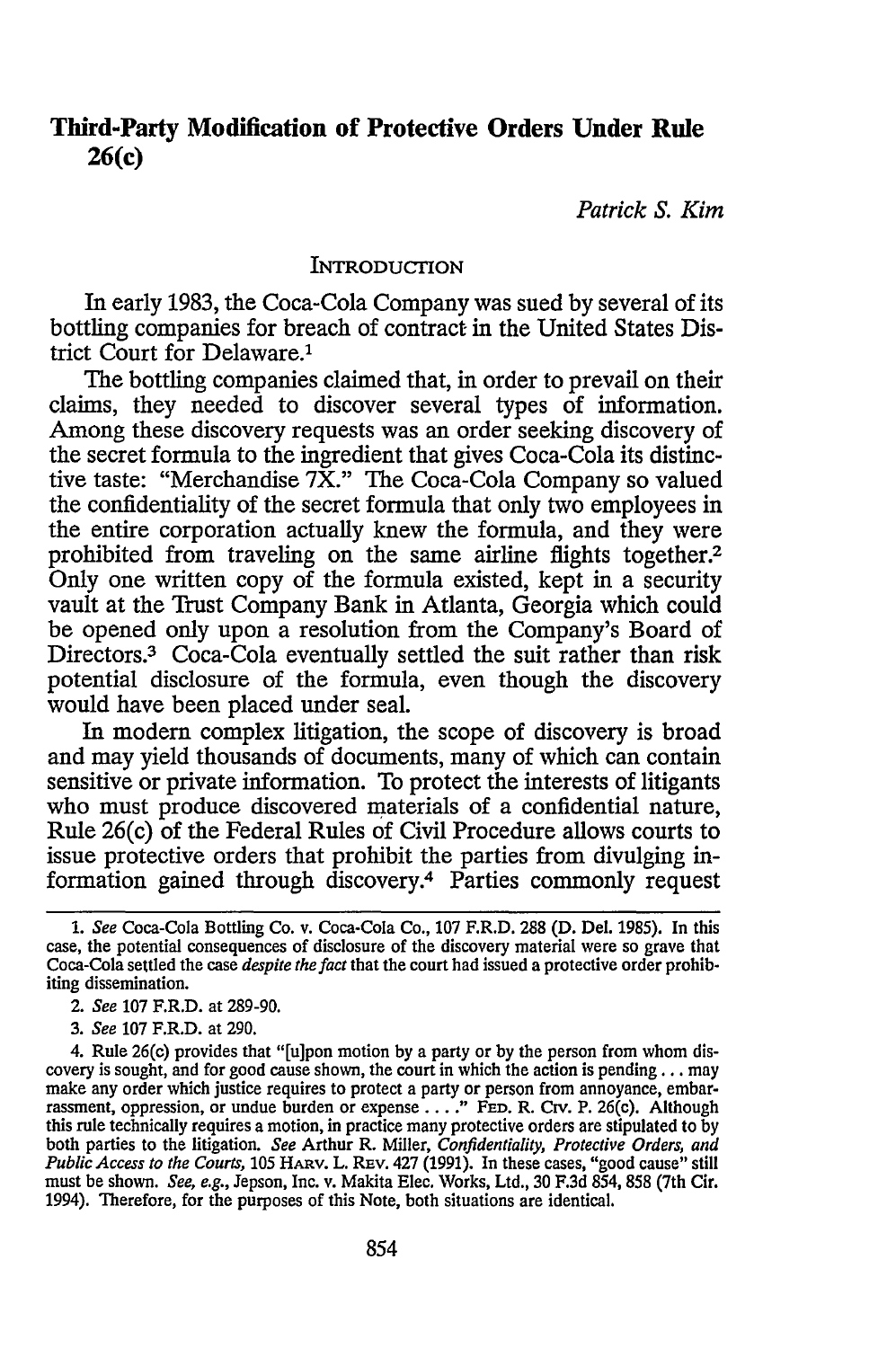# Third-Party Modification of Protective Orders Under Rule 26(c)

*Patrick S. Kim*

## INTRODUCTION

In early 1983, the Coca-Cola Company was sued by several of its bottling companies for breach of contract in the United States District Court for Delaware.[1]

The bottling companies claimed that, in order to prevail on their claims, they needed to discover several types of information. Among these discovery requests was an order seeking discovery of the secret formula to the ingredient that gives Coca-Cola its distinctive taste: "Merchandise 7X." The Coca-Cola Company so valued the confidentiality of the secret formula that only two employees in the entire corporation actually knew the formula, and they were prohibited from traveling on the same airline flights together.[2] Only one written copy of the formula existed, kept in a security vault at the Trust Company Bank in Atlanta, Georgia which could be opened only upon a resolution from the Company's Board of Directors.[3] Coca-Cola eventually settled the suit rather than risk potential disclosure of the formula, even though the discovery would have been placed under seal.

In modern complex litigation, the scope of discovery is broad and may yield thousands of documents, many of which can contain sensitive or private information. To protect the interests of litigants who must produce discovered materials of a confidential nature, Rule 26(c) of the Federal Rules of Civil Procedure allows courts to issue protective orders that prohibit the parties from divulging information gained through discovery.[4] Parties commonly request

---

1. *See* Coca-Cola Bottling Co. v. Coca-Cola Co., 107 F.R.D. 288 (D. Del. 1985). In this case, the potential consequences of disclosure of the discovery material were so grave that Coca-Cola settled the case *despite the fact* that the court had issued a protective order prohibiting dissemination.

2. *See* 107 F.R.D. at 289-90.

3. *See* 107 F.R.D. at 290.

4. Rule 26(c) provides that "[u]pon motion by a party or by the person from whom discovery is sought, and for good cause shown, the court in which the action is pending . . . may make any order which justice requires to protect a party or person from annoyance, embarrassment, oppression, or undue burden or expense . . . ." FED. R. CIV. P. 26(c). Although this rule technically requires a motion, in practice many protective orders are stipulated to by both parties to the litigation. *See* Arthur R. Miller, *Confidentiality, Protective Orders, and Public Access to the Courts*, 105 HARV. L. REV. 427 (1991). In these cases, "good cause" still must be shown. *See, e.g.*, Jepson, Inc. v. Makita Elec. Works, Ltd., 30 F.3d 854, 858 (7th Cir. 1994). Therefore, for the purposes of this Note, both situations are identical.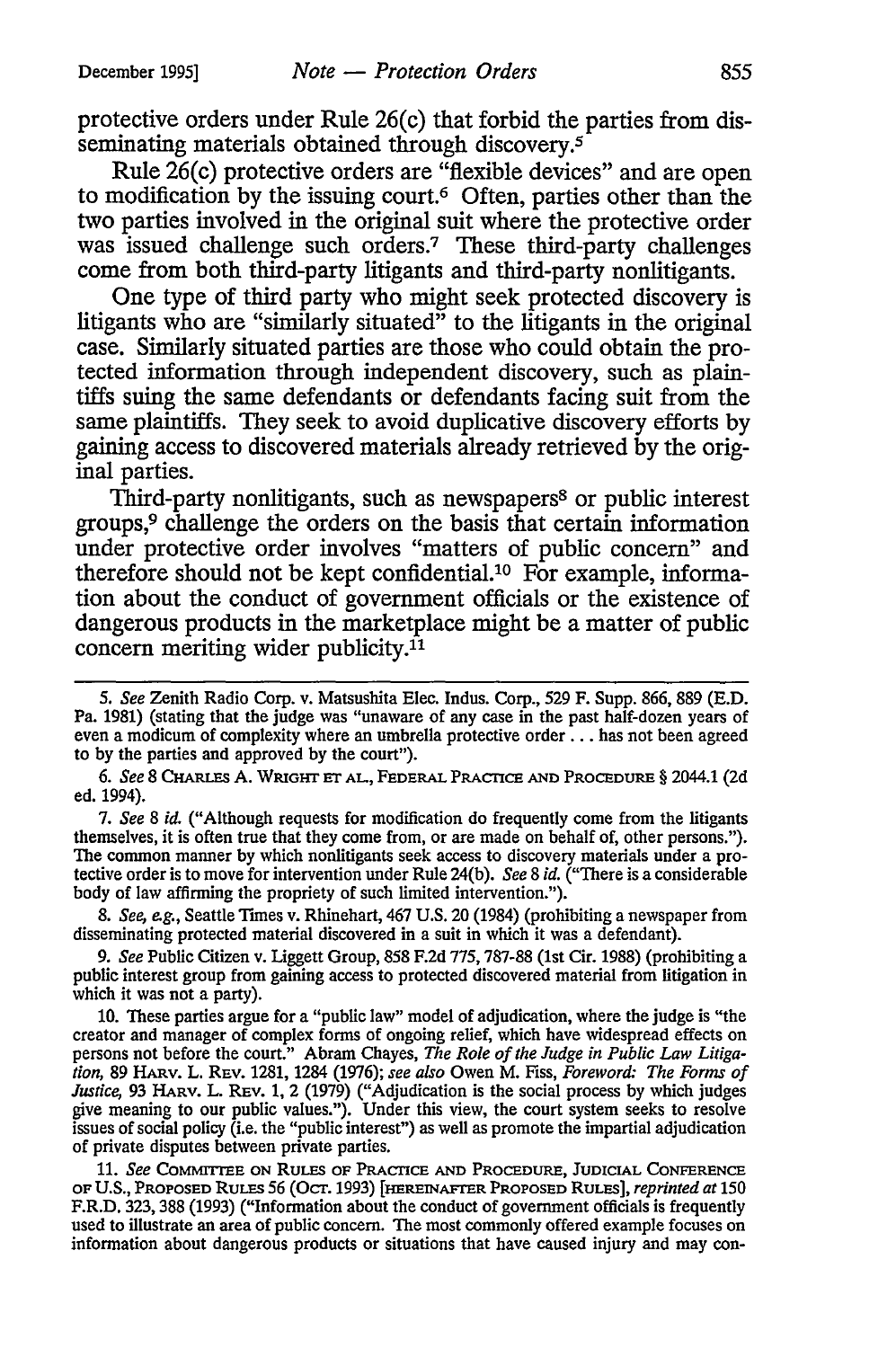protective orders under Rule 26(c) that forbid the parties from disseminating materials obtained through discovery.[5]

Rule 26(c) protective orders are "flexible devices" and are open to modification by the issuing court.[6] Often, parties other than the two parties involved in the original suit where the protective order was issued challenge such orders.[7] These third-party challenges come from both third-party litigants and third-party nonlitigants.

One type of third party who might seek protected discovery is litigants who are "similarly situated" to the litigants in the original case. Similarly situated parties are those who could obtain the protected information through independent discovery, such as plaintiffs suing the same defendants or defendants facing suit from the same plaintiffs. They seek to avoid duplicative discovery efforts by gaining access to discovered materials already retrieved by the original parties.

Third-party nonlitigants, such as newspapers[8] or public interest groups,[9] challenge the orders on the basis that certain information under protective order involves "matters of public concern" and therefore should not be kept confidential.[10] For example, information about the conduct of government officials or the existence of dangerous products in the marketplace might be a matter of public concern meriting wider publicity.[11]

---

5. *See* Zenith Radio Corp. v. Matsushita Elec. Indus. Corp., 529 F. Supp. 866, 889 (E.D. Pa. 1981) (stating that the judge was "unaware of any case in the past half-dozen years of even a modicum of complexity where an umbrella protective order . . . has not been agreed to by the parties and approved by the court").

6. *See* 8 CHARLES A. WRIGHT ET AL., FEDERAL PRACTICE AND PROCEDURE § 2044.1 (2d ed. 1994).

7. *See* 8 *id.* ("Although requests for modification do frequently come from the litigants themselves, it is often true that they come from, or are made on behalf of, other persons."). The common manner by which nonlitigants seek access to discovery materials under a protective order is to move for intervention under Rule 24(b). *See* 8 *id.* ("There is a considerable body of law affirming the propriety of such limited intervention.").

8. *See, e.g.*, Seattle Times v. Rhinehart, 467 U.S. 20 (1984) (prohibiting a newspaper from disseminating protected material discovered in a suit in which it was a defendant).

9. *See* Public Citizen v. Liggett Group, 858 F.2d 775, 787-88 (1st Cir. 1988) (prohibiting a public interest group from gaining access to protected discovered material from litigation in which it was not a party).

10. These parties argue for a "public law" model of adjudication, where the judge is "the creator and manager of complex forms of ongoing relief, which have widespread effects on persons not before the court." Abram Chayes, *The Role of the Judge in Public Law Litigation*, 89 HARV. L. REV. 1281, 1284 (1976); *see also* Owen M. Fiss, *Foreword: The Forms of Justice*, 93 HARV. L. REV. 1, 2 (1979) ("Adjudication is the social process by which judges give meaning to our public values."). Under this view, the court system seeks to resolve issues of social policy (i.e. the "public interest") as well as promote the impartial adjudication of private disputes between private parties.

11. *See* COMMITTEE ON RULES OF PRACTICE AND PROCEDURE, JUDICIAL CONFERENCE OF U.S., PROPOSED RULES 56 (Oct. 1993) [HEREINAFTER PROPOSED RULES], *reprinted at* 150 F.R.D. 323, 388 (1993) ("Information about the conduct of government officials is frequently used to illustrate an area of public concern. The most commonly offered example focuses on information about dangerous products or situations that have caused injury and may con-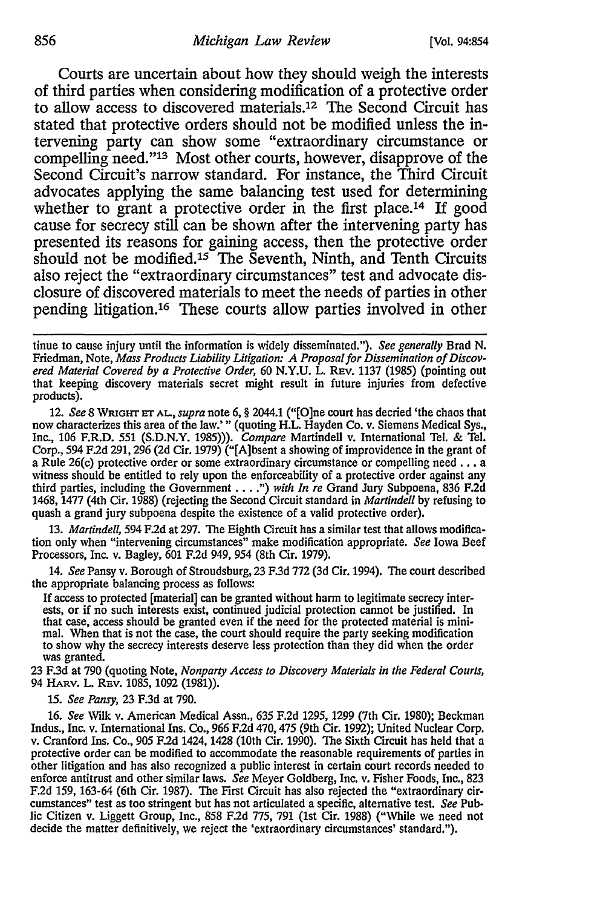Courts are uncertain about how they should weigh the interests of third parties when considering modification of a protective order to allow access to discovered materials.[12] The Second Circuit has stated that protective orders should not be modified unless the intervening party can show some "extraordinary circumstance or compelling need."[13] Most other courts, however, disapprove of the Second Circuit's narrow standard. For instance, the Third Circuit advocates applying the same balancing test used for determining whether to grant a protective order in the first place.[14] If good cause for secrecy still can be shown after the intervening party has presented its reasons for gaining access, then the protective order should not be modified.[15] The Seventh, Ninth, and Tenth Circuits also reject the "extraordinary circumstances" test and advocate disclosure of discovered materials to meet the needs of parties in other pending litigation.[16] These courts allow parties involved in other

---

tinue to cause injury until the information is widely disseminated."). *See generally* Brad N. Friedman, Note, *Mass Products Liability Litigation: A Proposal for Dissemination of Discovered Material Covered by a Protective Order*, 60 N.Y.U. L. REV. 1137 (1985) (pointing out that keeping discovery materials secret might result in future injuries from defective products).

12. *See* 8 WRIGHT ET AL., *supra* note 6, § 2044.1 ("[O]ne court has decried 'the chaos that now characterizes this area of the law.' " (quoting H.L. Hayden Co. v. Siemens Medical Sys., Inc., 106 F.R.D. 551 (S.D.N.Y. 1985))). *Compare* Martindell v. International Tel. & Tel. Corp., 594 F.2d 291, 296 (2d Cir. 1979) ("[A]bsent a showing of improvidence in the grant of a Rule 26(c) protective order or some extraordinary circumstance or compelling need . . . a witness should be entitled to rely upon the enforceability of a protective order against any third parties, including the Government . . . .") *with In re* Grand Jury Subpoena, 836 F.2d 1468, 1477 (4th Cir. 1988) (rejecting the Second Circuit standard in *Martindell* by refusing to quash a grand jury subpoena despite the existence of a valid protective order).

13. *Martindell*, 594 F.2d at 297. The Eighth Circuit has a similar test that allows modification only when "intervening circumstances" make modification appropriate. *See* Iowa Beef Processors, Inc. v. Bagley, 601 F.2d 949, 954 (8th Cir. 1979).

14. *See* Pansy v. Borough of Stroudsburg, 23 F.3d 772 (3d Cir. 1994). The court described the appropriate balancing process as follows:

> If access to protected [material] can be granted without harm to legitimate secrecy interests, or if no such interests exist, continued judicial protection cannot be justified. In that case, access should be granted even if the need for the protected material is minimal. When that is not the case, the court should require the party seeking modification to show why the secrecy interests deserve less protection than they did when the order was granted.

23 F.3d at 790 (quoting Note, *Nonparty Access to Discovery Materials in the Federal Courts*, 94 HARV. L. REV. 1085, 1092 (1981)).

15. *See Pansy*, 23 F.3d at 790.

16. *See* Wilk v. American Medical Assn., 635 F.2d 1295, 1299 (7th Cir. 1980); Beckman Indus., Inc. v. International Ins. Co., 966 F.2d 470, 475 (9th Cir. 1992); United Nuclear Corp. v. Cranford Ins. Co., 905 F.2d 1424, 1428 (10th Cir. 1990). The Sixth Circuit has held that a protective order can be modified to accommodate the reasonable requirements of parties in other litigation and has also recognized a public interest in certain court records needed to enforce antitrust and other similar laws. *See* Meyer Goldberg, Inc. v. Fisher Foods, Inc., 823 F.2d 159, 163-64 (6th Cir. 1987). The First Circuit has also rejected the "extraordinary circumstances" test as too stringent but has not articulated a specific, alternative test. *See* Public Citizen v. Liggett Group, Inc., 858 F.2d 775, 791 (1st Cir. 1988) ("While we need not decide the matter definitively, we reject the 'extraordinary circumstances' standard.").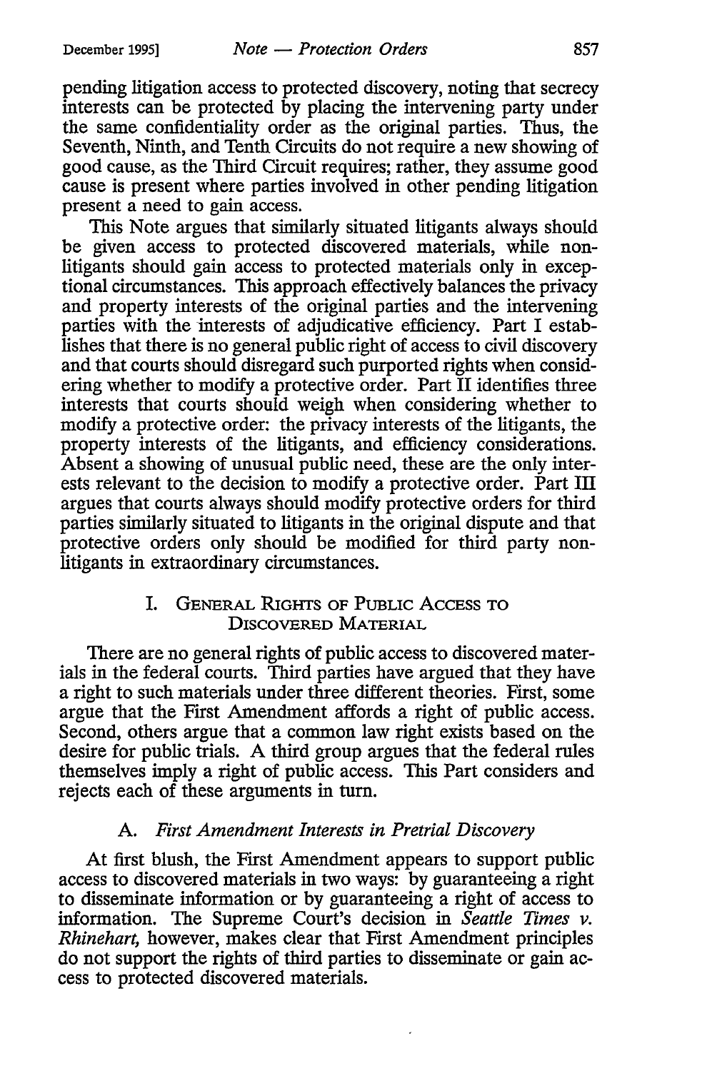pending litigation access to protected discovery, noting that secrecy interests can be protected by placing the intervening party under the same confidentiality order as the original parties. Thus, the Seventh, Ninth, and Tenth Circuits do not require a new showing of good cause, as the Third Circuit requires; rather, they assume good cause is present where parties involved in other pending litigation present a need to gain access.

This Note argues that similarly situated litigants always should be given access to protected discovered materials, while non-litigants should gain access to protected materials only in exceptional circumstances. This approach effectively balances the privacy and property interests of the original parties and the intervening parties with the interests of adjudicative efficiency. Part I establishes that there is no general public right of access to civil discovery and that courts should disregard such purported rights when considering whether to modify a protective order. Part II identifies three interests that courts should weigh when considering whether to modify a protective order: the privacy interests of the litigants, the property interests of the litigants, and efficiency considerations. Absent a showing of unusual public need, these are the only interests relevant to the decision to modify a protective order. Part III argues that courts always should modify protective orders for third parties similarly situated to litigants in the original dispute and that protective orders only should be modified for third party non-litigants in extraordinary circumstances.

## I. General Rights of Public Access to Discovered Material

There are no general rights of public access to discovered materials in the federal courts. Third parties have argued that they have a right to such materials under three different theories. First, some argue that the First Amendment affords a right of public access. Second, others argue that a common law right exists based on the desire for public trials. A third group argues that the federal rules themselves imply a right of public access. This Part considers and rejects each of these arguments in turn.

### A. *First Amendment Interests in Pretrial Discovery*

At first blush, the First Amendment appears to support public access to discovered materials in two ways: by guaranteeing a right to disseminate information or by guaranteeing a right of access to information. The Supreme Court's decision in *Seattle Times v. Rhinehart,* however, makes clear that First Amendment principles do not support the rights of third parties to disseminate or gain access to protected discovered materials.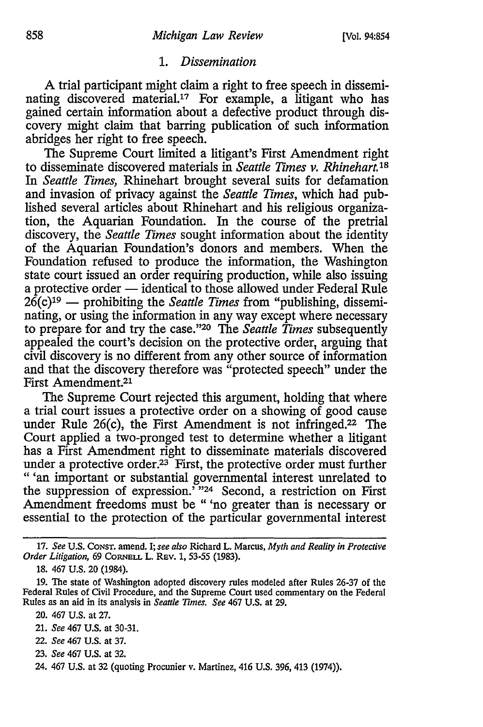### 1. *Dissemination*

A trial participant might claim a right to free speech in disseminating discovered material.[17] For example, a litigant who has gained certain information about a defective product through discovery might claim that barring publication of such information abridges her right to free speech.

The Supreme Court limited a litigant's First Amendment right to disseminate discovered materials in *Seattle Times v. Rhinehart.*[18] In *Seattle Times,* Rhinehart brought several suits for defamation and invasion of privacy against the *Seattle Times,* which had published several articles about Rhinehart and his religious organization, the Aquarian Foundation. In the course of the pretrial discovery, the *Seattle Times* sought information about the identity of the Aquarian Foundation's donors and members. When the Foundation refused to produce the information, the Washington state court issued an order requiring production, while also issuing a protective order — identical to those allowed under Federal Rule 26(c)[19] — prohibiting the *Seattle Times* from "publishing, disseminating, or using the information in any way except where necessary to prepare for and try the case."[20] The *Seattle Times* subsequently appealed the court's decision on the protective order, arguing that civil discovery is no different from any other source of information and that the discovery therefore was "protected speech" under the First Amendment.[21]

The Supreme Court rejected this argument, holding that where a trial court issues a protective order on a showing of good cause under Rule 26(c), the First Amendment is not infringed.[22] The Court applied a two-pronged test to determine whether a litigant has a First Amendment right to disseminate materials discovered under a protective order.[23] First, the protective order must further " 'an important or substantial governmental interest unrelated to the suppression of expression.' "[24] Second, a restriction on First Amendment freedoms must be " 'no greater than is necessary or essential to the protection of the particular governmental interest

---

17. *See* U.S. CONST. amend. I; *see also* Richard L. Marcus, *Myth and Reality in Protective Order Litigation,* 69 CORNELL L. REV. 1, 53-55 (1983).

18. 467 U.S. 20 (1984).

19. The state of Washington adopted discovery rules modeled after Rules 26-37 of the Federal Rules of Civil Procedure, and the Supreme Court used commentary on the Federal Rules as an aid in its analysis in *Seattle Times. See* 467 U.S. at 29.

20. 467 U.S. at 27.

21. *See* 467 U.S. at 30-31.

22. *See* 467 U.S. at 37.

23. *See* 467 U.S. at 32.

24. 467 U.S. at 32 (quoting Procunier v. Martinez, 416 U.S. 396, 413 (1974)).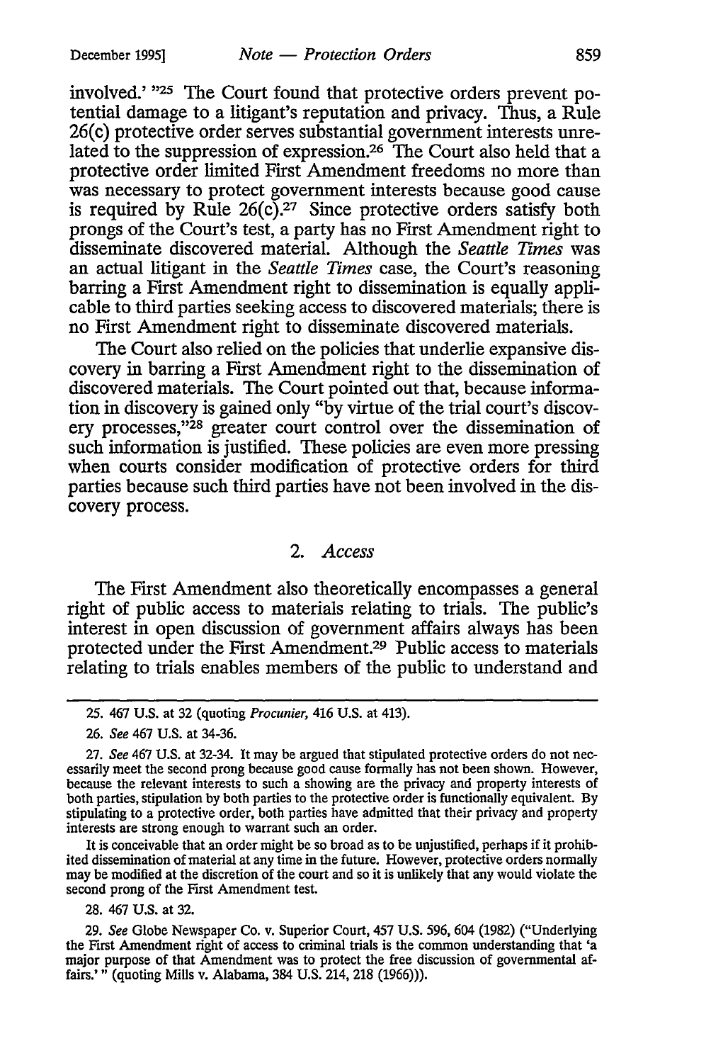involved.' "[25] The Court found that protective orders prevent potential damage to a litigant's reputation and privacy. Thus, a Rule 26(c) protective order serves substantial government interests unrelated to the suppression of expression.[26] The Court also held that a protective order limited First Amendment freedoms no more than was necessary to protect government interests because good cause is required by Rule 26(c).[27] Since protective orders satisfy both prongs of the Court's test, a party has no First Amendment right to disseminate discovered material. Although the *Seattle Times* was an actual litigant in the *Seattle Times* case, the Court's reasoning barring a First Amendment right to dissemination is equally applicable to third parties seeking access to discovered materials; there is no First Amendment right to disseminate discovered materials.

The Court also relied on the policies that underlie expansive discovery in barring a First Amendment right to the dissemination of discovered materials. The Court pointed out that, because information in discovery is gained only "by virtue of the trial court's discovery processes,"[28] greater court control over the dissemination of such information is justified. These policies are even more pressing when courts consider modification of protective orders for third parties because such third parties have not been involved in the discovery process.

### 2. *Access*

The First Amendment also theoretically encompasses a general right of public access to materials relating to trials. The public's interest in open discussion of government affairs always has been protected under the First Amendment.[29] Public access to materials relating to trials enables members of the public to understand and

---

25. 467 U.S. at 32 (quoting *Procunier,* 416 U.S. at 413).

26. *See* 467 U.S. at 34-36.

27. *See* 467 U.S. at 32-34. It may be argued that stipulated protective orders do not necessarily meet the second prong because good cause formally has not been shown. However, because the relevant interests to such a showing are the privacy and property interests of both parties, stipulation by both parties to the protective order is functionally equivalent. By stipulating to a protective order, both parties have admitted that their privacy and property interests are strong enough to warrant such an order.

It is conceivable that an order might be so broad as to be unjustified, perhaps if it prohibited dissemination of material at any time in the future. However, protective orders normally may be modified at the discretion of the court and so it is unlikely that any would violate the second prong of the First Amendment test.

28. 467 U.S. at 32.

29. *See* Globe Newspaper Co. v. Superior Court, 457 U.S. 596, 604 (1982) ("Underlying the First Amendment right of access to criminal trials is the common understanding that 'a major purpose of that Amendment was to protect the free discussion of governmental affairs.' " (quoting Mills v. Alabama, 384 U.S. 214, 218 (1966))).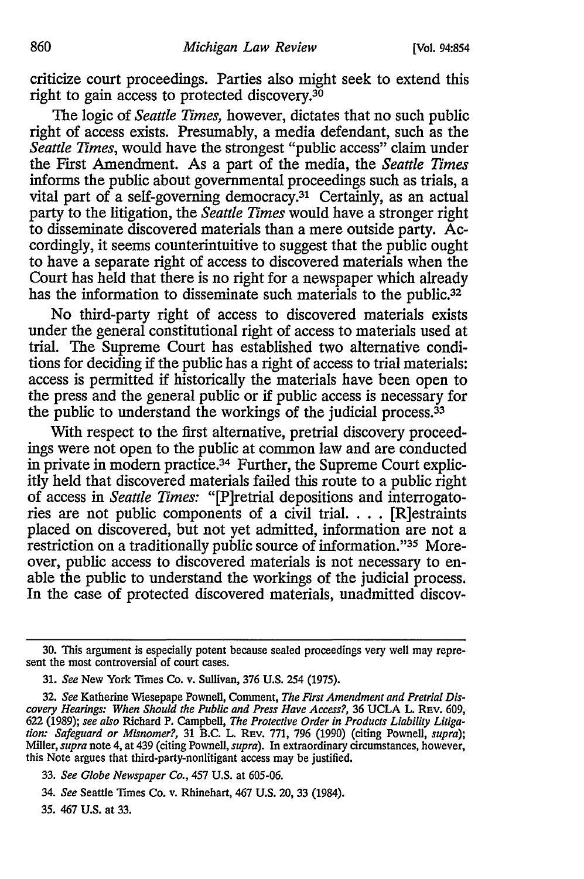criticize court proceedings. Parties also might seek to extend this right to gain access to protected discovery.[30]

The logic of *Seattle Times,* however, dictates that no such public right of access exists. Presumably, a media defendant, such as the *Seattle Times*, would have the strongest "public access" claim under the First Amendment. As a part of the media, the *Seattle Times* informs the public about governmental proceedings such as trials, a vital part of a self-governing democracy.[31] Certainly, as an actual party to the litigation, the *Seattle Times* would have a stronger right to disseminate discovered materials than a mere outside party. Accordingly, it seems counterintuitive to suggest that the public ought to have a separate right of access to discovered materials when the Court has held that there is no right for a newspaper which already has the information to disseminate such materials to the public.[32]

No third-party right of access to discovered materials exists under the general constitutional right of access to materials used at trial. The Supreme Court has established two alternative conditions for deciding if the public has a right of access to trial materials: access is permitted if historically the materials have been open to the press and the general public or if public access is necessary for the public to understand the workings of the judicial process.[33]

With respect to the first alternative, pretrial discovery proceedings were not open to the public at common law and are conducted in private in modern practice.[34] Further, the Supreme Court explicitly held that discovered materials failed this route to a public right of access in *Seattle Times:* "[P]retrial depositions and interrogatories are not public components of a civil trial. . . . [R]estraints placed on discovered, but not yet admitted, information are not a restriction on a traditionally public source of information."[35] Moreover, public access to discovered materials is not necessary to enable the public to understand the workings of the judicial process. In the case of protected discovered materials, unadmitted discov-

---

30. This argument is especially potent because sealed proceedings very well may represent the most controversial of court cases.

31. *See* New York Times Co. v. Sullivan, 376 U.S. 254 (1975).

32. *See* Katherine Wiesepape Pownell, Comment, *The First Amendment and Pretrial Discovery Hearings: When Should the Public and Press Have Access?*, 36 UCLA L. REV. 609, 622 (1989); *see also* Richard P. Campbell, *The Protective Order in Products Liability Litigation: Safeguard or Misnomer?*, 31 B.C. L. REV. 771, 796 (1990) (citing Pownell, *supra*); Miller, *supra* note 4, at 439 (citing Pownell, *supra*). In extraordinary circumstances, however, this Note argues that third-party-nonlitigant access may be justified.

33. *See Globe Newspaper Co.*, 457 U.S. at 605-06.

34. *See* Seattle Times Co. v. Rhinehart, 467 U.S. 20, 33 (1984).

35. 467 U.S. at 33.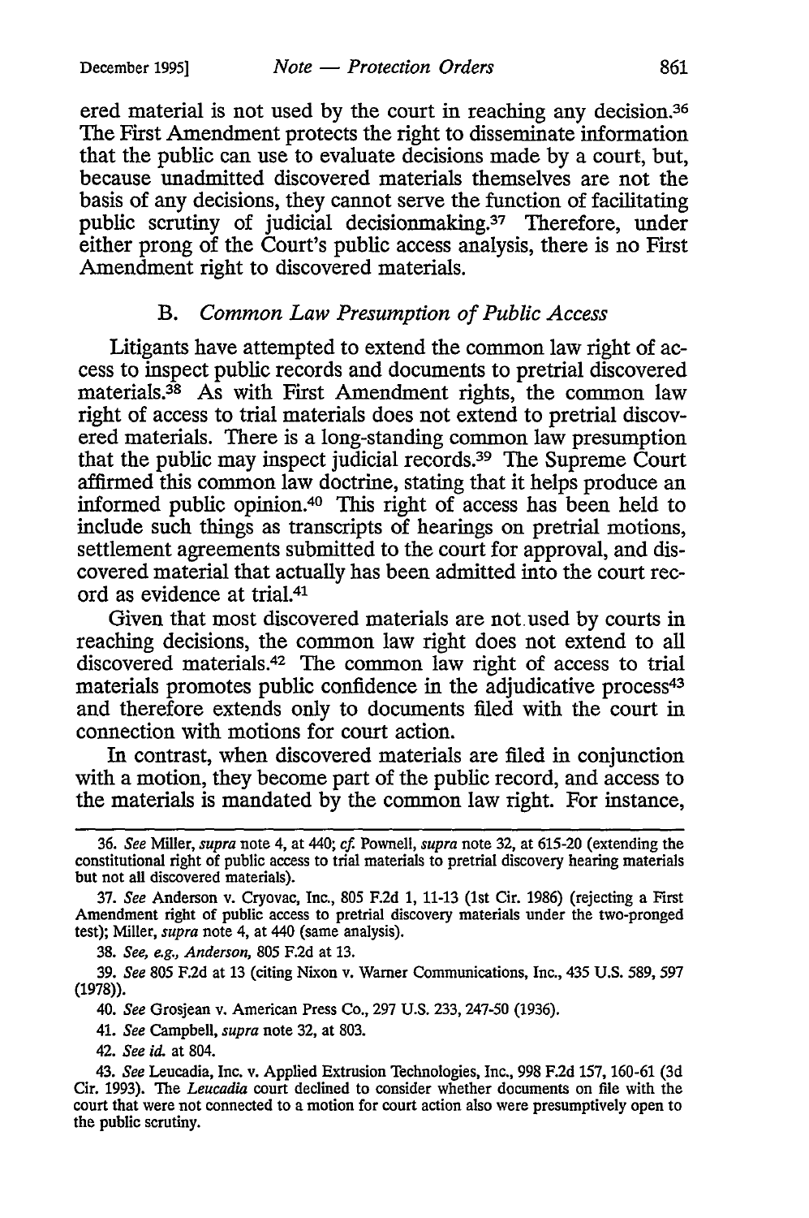ered material is not used by the court in reaching any decision.[36] The First Amendment protects the right to disseminate information that the public can use to evaluate decisions made by a court, but, because unadmitted discovered materials themselves are not the basis of any decisions, they cannot serve the function of facilitating public scrutiny of judicial decisionmaking.[37] Therefore, under either prong of the Court's public access analysis, there is no First Amendment right to discovered materials.

### B. *Common Law Presumption of Public Access*

Litigants have attempted to extend the common law right of access to inspect public records and documents to pretrial discovered materials.[38] As with First Amendment rights, the common law right of access to trial materials does not extend to pretrial discovered materials. There is a long-standing common law presumption that the public may inspect judicial records.[39] The Supreme Court affirmed this common law doctrine, stating that it helps produce an informed public opinion.[40] This right of access has been held to include such things as transcripts of hearings on pretrial motions, settlement agreements submitted to the court for approval, and discovered material that actually has been admitted into the court record as evidence at trial.[41]

Given that most discovered materials are not used by courts in reaching decisions, the common law right does not extend to all discovered materials.[42] The common law right of access to trial materials promotes public confidence in the adjudicative process[43] and therefore extends only to documents filed with the court in connection with motions for court action.

In contrast, when discovered materials are filed in conjunction with a motion, they become part of the public record, and access to the materials is mandated by the common law right. For instance,

---

36. *See* Miller, *supra* note 4, at 440; *cf.* Pownell, *supra* note 32, at 615-20 (extending the constitutional right of public access to trial materials to pretrial discovery hearing materials but not all discovered materials).

37. *See* Anderson v. Cryovac, Inc., 805 F.2d 1, 11-13 (1st Cir. 1986) (rejecting a First Amendment right of public access to pretrial discovery materials under the two-pronged test); Miller, *supra* note 4, at 440 (same analysis).

38. *See, e.g., Anderson*, 805 F.2d at 13.

39. *See* 805 F.2d at 13 (citing Nixon v. Warner Communications, Inc., 435 U.S. 589, 597 (1978)).

40. *See* Grosjean v. American Press Co., 297 U.S. 233, 247-50 (1936).

41. *See* Campbell, *supra* note 32, at 803.

42. *See id.* at 804.

43. *See* Leucadia, Inc. v. Applied Extrusion Technologies, Inc., 998 F.2d 157, 160-61 (3d Cir. 1993). The *Leucadia* court declined to consider whether documents on file with the court that were not connected to a motion for court action also were presumptively open to the public scrutiny.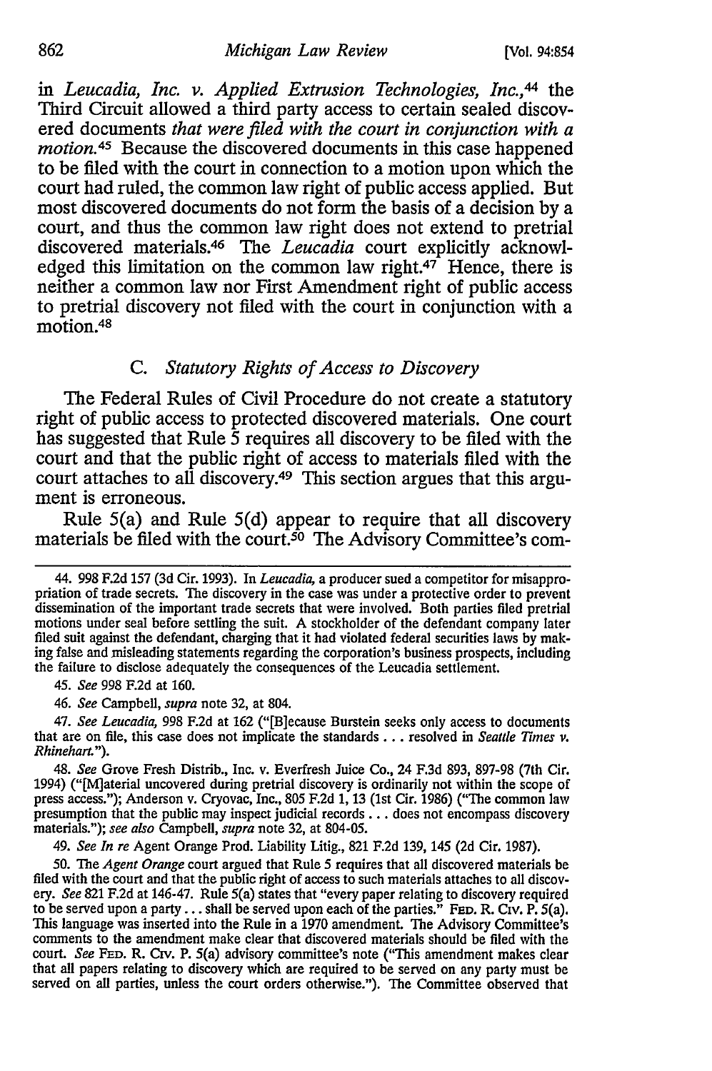in *Leucadia, Inc. v. Applied Extrusion Technologies, Inc.*,[44] the Third Circuit allowed a third party access to certain sealed discovered documents *that were filed with the court in conjunction with a motion.*[45] Because the discovered documents in this case happened to be filed with the court in connection to a motion upon which the court had ruled, the common law right of public access applied. But most discovered documents do not form the basis of a decision by a court, and thus the common law right does not extend to pretrial discovered materials.[46] The *Leucadia* court explicitly acknowledged this limitation on the common law right.[47] Hence, there is neither a common law nor First Amendment right of public access to pretrial discovery not filed with the court in conjunction with a motion.[48]

### C. *Statutory Rights of Access to Discovery*

The Federal Rules of Civil Procedure do not create a statutory right of public access to protected discovered materials. One court has suggested that Rule 5 requires all discovery to be filed with the court and that the public right of access to materials filed with the court attaches to all discovery.[49] This section argues that this argument is erroneous.

Rule 5(a) and Rule 5(d) appear to require that all discovery materials be filed with the court.[50] The Advisory Committee's com-

---

44. 998 F.2d 157 (3d Cir. 1993). In *Leucadia*, a producer sued a competitor for misappropriation of trade secrets. The discovery in the case was under a protective order to prevent dissemination of the important trade secrets that were involved. Both parties filed pretrial motions under seal before settling the suit. A stockholder of the defendant company later filed suit against the defendant, charging that it had violated federal securities laws by making false and misleading statements regarding the corporation's business prospects, including the failure to disclose adequately the consequences of the Leucadia settlement.

45. *See* 998 F.2d at 160.

46. *See* Campbell, *supra* note 32, at 804.

47. *See Leucadia*, 998 F.2d at 162 ("[B]ecause Burstein seeks only access to documents that are on file, this case does not implicate the standards . . . resolved in *Seattle Times v. Rhinehart*.").

48. *See* Grove Fresh Distrib., Inc. v. Everfresh Juice Co., 24 F.3d 893, 897-98 (7th Cir. 1994) ("[M]aterial uncovered during pretrial discovery is ordinarily not within the scope of press access."); Anderson v. Cryovac, Inc., 805 F.2d 1, 13 (1st Cir. 1986) ("The common law presumption that the public may inspect judicial records . . . does not encompass discovery materials."); *see also* Campbell, *supra* note 32, at 804-05.

49. *See In re* Agent Orange Prod. Liability Litig., 821 F.2d 139, 145 (2d Cir. 1987).

50. The *Agent Orange* court argued that Rule 5 requires that all discovered materials be filed with the court and that the public right of access to such materials attaches to all discovery. *See* 821 F.2d at 146-47. Rule 5(a) states that "every paper relating to discovery required to be served upon a party . . . shall be served upon each of the parties." FED. R. CIV. P. 5(a). This language was inserted into the Rule in a 1970 amendment. The Advisory Committee's comments to the amendment make clear that discovered materials should be filed with the court. *See* FED. R. CIV. P. 5(a) advisory committee's note ("This amendment makes clear that all papers relating to discovery which are required to be served on any party must be served on all parties, unless the court orders otherwise."). The Committee observed that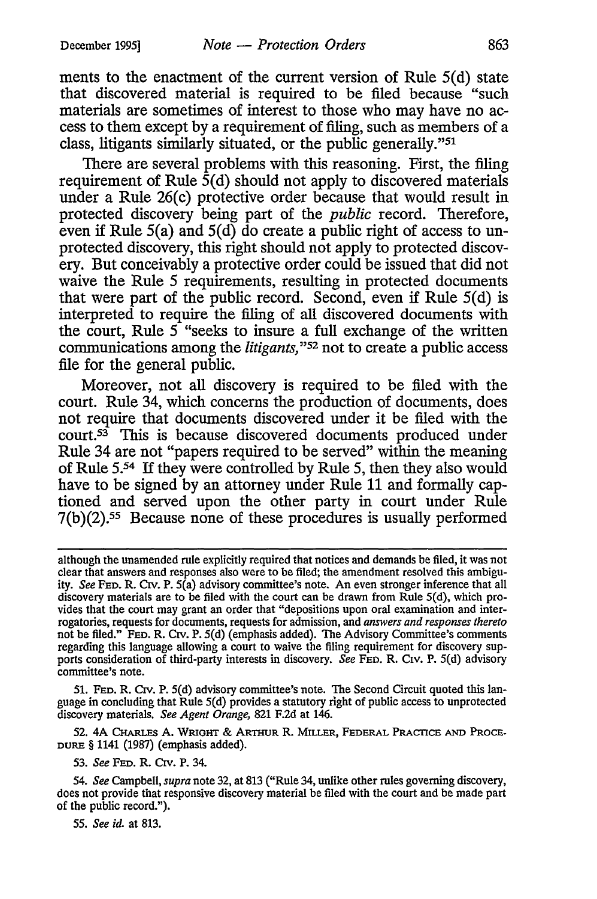ments to the enactment of the current version of Rule 5(d) state that discovered material is required to be filed because "such materials are sometimes of interest to those who may have no access to them except by a requirement of filing, such as members of a class, litigants similarly situated, or the public generally."[51]

There are several problems with this reasoning. First, the filing requirement of Rule 5(d) should not apply to discovered materials under a Rule 26(c) protective order because that would result in protected discovery being part of the *public* record. Therefore, even if Rule 5(a) and 5(d) do create a public right of access to unprotected discovery, this right should not apply to protected discovery. But conceivably a protective order could be issued that did not waive the Rule 5 requirements, resulting in protected documents that were part of the public record. Second, even if Rule 5(d) is interpreted to require the filing of all discovered documents with the court, Rule 5 "seeks to insure a full exchange of the written communications among the *litigants,*"[52] not to create a public access file for the general public.

Moreover, not all discovery is required to be filed with the court. Rule 34, which concerns the production of documents, does not require that documents discovered under it be filed with the court.[53] This is because discovered documents produced under Rule 34 are not "papers required to be served" within the meaning of Rule 5.[54] If they were controlled by Rule 5, then they also would have to be signed by an attorney under Rule 11 and formally captioned and served upon the other party in court under Rule 7(b)(2).[55] Because none of these procedures is usually performed

---

although the unamended rule explicitly required that notices and demands be filed, it was not clear that answers and responses also were to be filed; the amendment resolved this ambiguity. *See* FED. R. CIV. P. 5(a) advisory committee's note. An even stronger inference that all discovery materials are to be filed with the court can be drawn from Rule 5(d), which provides that the court may grant an order that "depositions upon oral examination and interrogatories, requests for documents, requests for admission, and *answers and responses thereto* not be filed." FED. R. CIV. P. 5(d) (emphasis added). The Advisory Committee's comments regarding this language allowing a court to waive the filing requirement for discovery supports consideration of third-party interests in discovery. *See* FED. R. CIV. P. 5(d) advisory committee's note.

51. FED. R. CIV. P. 5(d) advisory committee's note. The Second Circuit quoted this language in concluding that Rule 5(d) provides a statutory right of public access to unprotected discovery materials. *See Agent Orange,* 821 F.2d at 146.

52. 4A CHARLES A. WRIGHT & ARTHUR R. MILLER, FEDERAL PRACTICE AND PROCEDURE § 1141 (1987) (emphasis added).

53. *See* FED. R. CIV. P. 34.

54. *See* Campbell, *supra* note 32, at 813 ("Rule 34, unlike other rules governing discovery, does not provide that responsive discovery material be filed with the court and be made part of the public record.").

55. *See id.* at 813.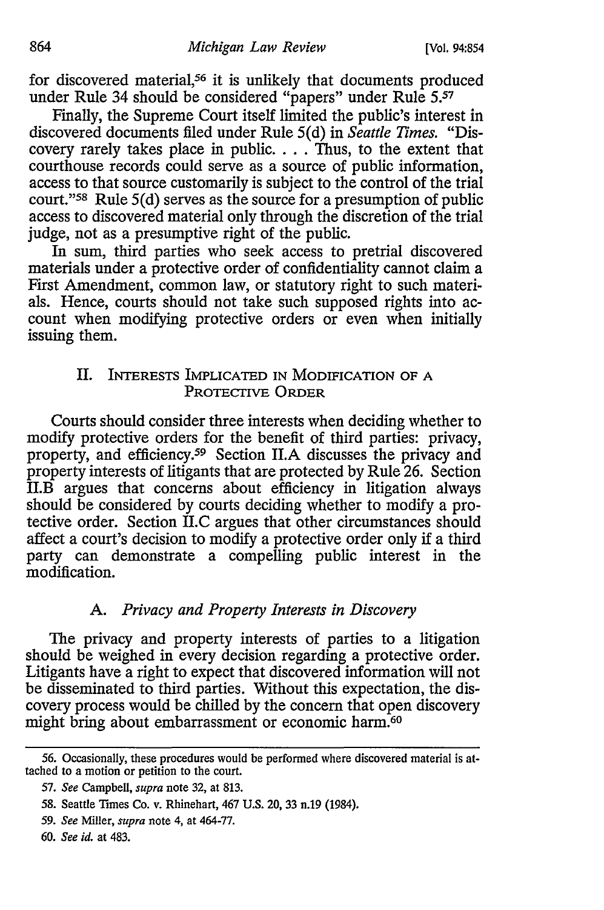for discovered material,[56] it is unlikely that documents produced under Rule 34 should be considered "papers" under Rule 5.[57]

Finally, the Supreme Court itself limited the public's interest in discovered documents filed under Rule 5(d) in *Seattle Times*. "Discovery rarely takes place in public. . . . Thus, to the extent that courthouse records could serve as a source of public information, access to that source customarily is subject to the control of the trial court."[58] Rule 5(d) serves as the source for a presumption of public access to discovered material only through the discretion of the trial judge, not as a presumptive right of the public.

In sum, third parties who seek access to pretrial discovered materials under a protective order of confidentiality cannot claim a First Amendment, common law, or statutory right to such materials. Hence, courts should not take such supposed rights into account when modifying protective orders or even when initially issuing them.

## II. Interests Implicated in Modification of a Protective Order

Courts should consider three interests when deciding whether to modify protective orders for the benefit of third parties: privacy, property, and efficiency.[59] Section II.A discusses the privacy and property interests of litigants that are protected by Rule 26. Section II.B argues that concerns about efficiency in litigation always should be considered by courts deciding whether to modify a protective order. Section II.C argues that other circumstances should affect a court's decision to modify a protective order only if a third party can demonstrate a compelling public interest in the modification.

### A. *Privacy and Property Interests in Discovery*

The privacy and property interests of parties to a litigation should be weighed in every decision regarding a protective order. Litigants have a right to expect that discovered information will not be disseminated to third parties. Without this expectation, the discovery process would be chilled by the concern that open discovery might bring about embarrassment or economic harm.[60]

---

56. Occasionally, these procedures would be performed where discovered material is attached to a motion or petition to the court.

57. *See* Campbell, *supra* note 32, at 813.

58. Seattle Times Co. v. Rhinehart, 467 U.S. 20, 33 n.19 (1984).

59. *See* Miller, *supra* note 4, at 464-77.

60. *See id.* at 483.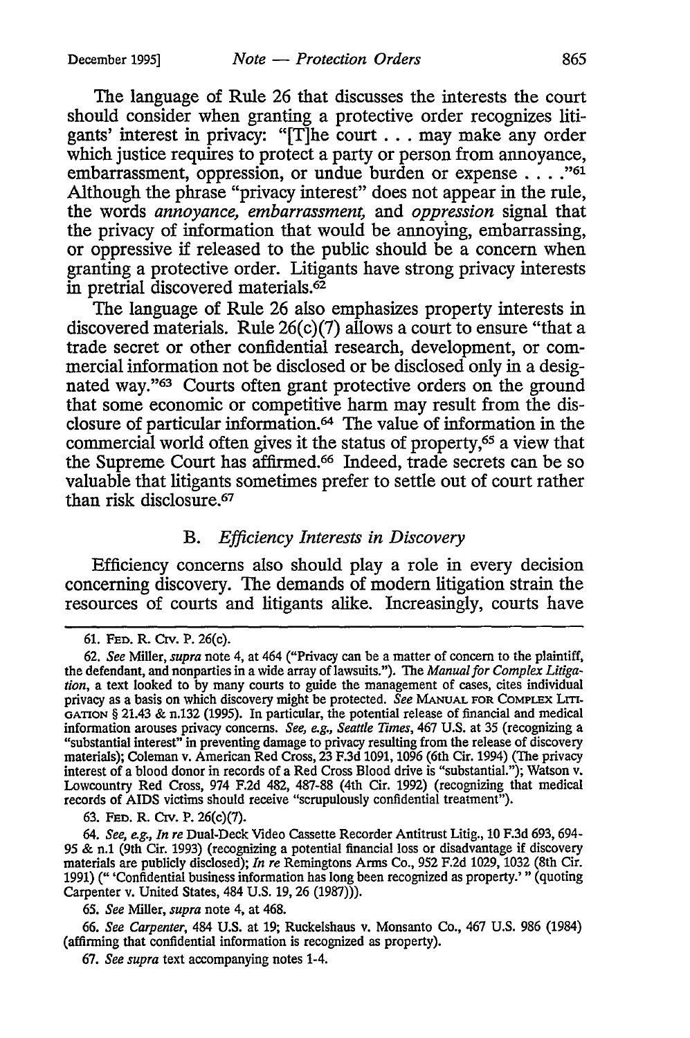The language of Rule 26 that discusses the interests the court should consider when granting a protective order recognizes litigants' interest in privacy: "[T]he court . . . may make any order which justice requires to protect a party or person from annoyance, embarrassment, oppression, or undue burden or expense . . . ."[61] Although the phrase "privacy interest" does not appear in the rule, the words *annoyance, embarrassment,* and *oppression* signal that the privacy of information that would be annoying, embarrassing, or oppressive if released to the public should be a concern when granting a protective order. Litigants have strong privacy interests in pretrial discovered materials.[62]

The language of Rule 26 also emphasizes property interests in discovered materials. Rule 26(c)(7) allows a court to ensure "that a trade secret or other confidential research, development, or commercial information not be disclosed or be disclosed only in a designated way."[63] Courts often grant protective orders on the ground that some economic or competitive harm may result from the disclosure of particular information.[64] The value of information in the commercial world often gives it the status of property,[65] a view that the Supreme Court has affirmed.[66] Indeed, trade secrets can be so valuable that litigants sometimes prefer to settle out of court rather than risk disclosure.[67]

### B. *Efficiency Interests in Discovery*

Efficiency concerns also should play a role in every decision concerning discovery. The demands of modern litigation strain the resources of courts and litigants alike. Increasingly, courts have

---

61. FED. R. CIV. P. 26(c).

62. *See* Miller, *supra* note 4, at 464 ("Privacy can be a matter of concern to the plaintiff, the defendant, and nonparties in a wide array of lawsuits."). The *Manual for Complex Litigation*, a text looked to by many courts to guide the management of cases, cites individual privacy as a basis on which discovery might be protected. *See* MANUAL FOR COMPLEX LITIGATION § 21.43 & n.132 (1995). In particular, the potential release of financial and medical information arouses privacy concerns. *See, e.g., Seattle Times*, 467 U.S. at 35 (recognizing a "substantial interest" in preventing damage to privacy resulting from the release of discovery materials); Coleman v. American Red Cross, 23 F.3d 1091, 1096 (6th Cir. 1994) (The privacy interest of a blood donor in records of a Red Cross Blood drive is "substantial."); Watson v. Lowcountry Red Cross, 974 F.2d 482, 487-88 (4th Cir. 1992) (recognizing that medical records of AIDS victims should receive "scrupulously confidential treatment").

63. FED. R. CIV. P. 26(c)(7).

64. *See, e.g., In re* Dual-Deck Video Cassette Recorder Antitrust Litig., 10 F.3d 693, 694-95 & n.1 (9th Cir. 1993) (recognizing a potential financial loss or disadvantage if discovery materials are publicly disclosed); *In re* Remingtons Arms Co., 952 F.2d 1029, 1032 (8th Cir. 1991) (" 'Confidential business information has long been recognized as property.' " (quoting Carpenter v. United States, 484 U.S. 19, 26 (1987))).

65. *See* Miller, *supra* note 4, at 468.

66. *See Carpenter*, 484 U.S. at 19; Ruckelshaus v. Monsanto Co., 467 U.S. 986 (1984) (affirming that confidential information is recognized as property).

67. *See supra* text accompanying notes 1-4.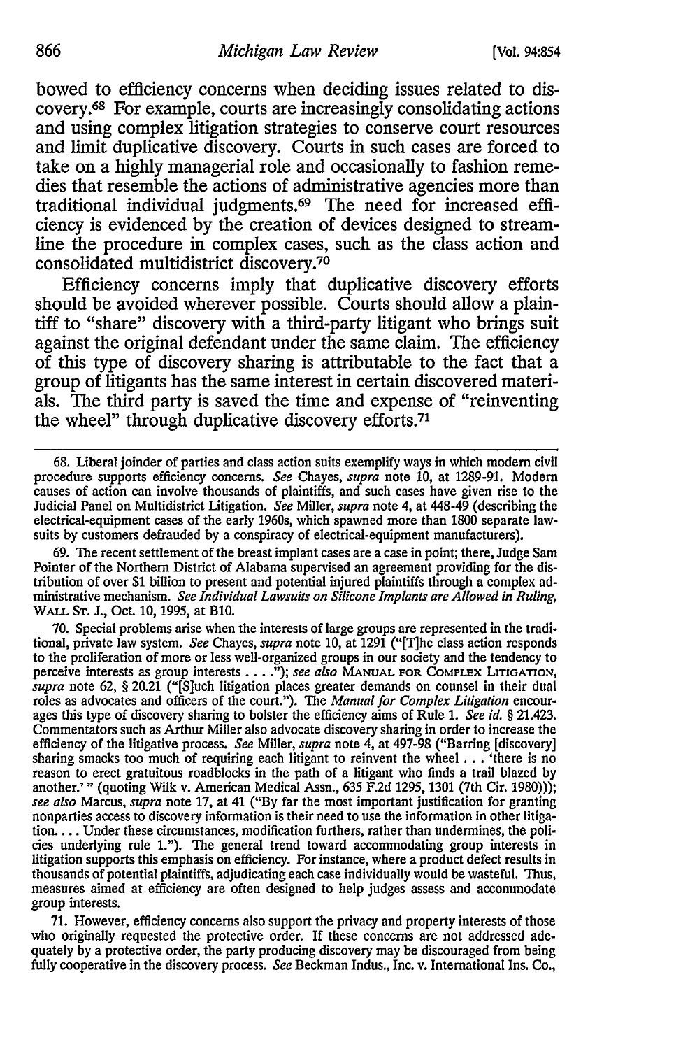bowed to efficiency concerns when deciding issues related to discovery.[68] For example, courts are increasingly consolidating actions and using complex litigation strategies to conserve court resources and limit duplicative discovery. Courts in such cases are forced to take on a highly managerial role and occasionally to fashion remedies that resemble the actions of administrative agencies more than traditional individual judgments.[69] The need for increased efficiency is evidenced by the creation of devices designed to streamline the procedure in complex cases, such as the class action and consolidated multidistrict discovery.[70]

Efficiency concerns imply that duplicative discovery efforts should be avoided wherever possible. Courts should allow a plaintiff to "share" discovery with a third-party litigant who brings suit against the original defendant under the same claim. The efficiency of this type of discovery sharing is attributable to the fact that a group of litigants has the same interest in certain discovered materials. The third party is saved the time and expense of "reinventing the wheel" through duplicative discovery efforts.[71]

---

68. Liberal joinder of parties and class action suits exemplify ways in which modern civil procedure supports efficiency concerns. *See* Chayes, *supra* note 10, at 1289-91. Modern causes of action can involve thousands of plaintiffs, and such cases have given rise to the Judicial Panel on Multidistrict Litigation. *See* Miller, *supra* note 4, at 448-49 (describing the electrical-equipment cases of the early 1960s, which spawned more than 1800 separate lawsuits by customers defrauded by a conspiracy of electrical-equipment manufacturers).

69. The recent settlement of the breast implant cases are a case in point; there, Judge Sam Pointer of the Northern District of Alabama supervised an agreement providing for the distribution of over $1 billion to present and potential injured plaintiffs through a complex administrative mechanism. *See Individual Lawsuits on Silicone Implants are Allowed in Ruling*, WALL ST. J., Oct. 10, 1995, at B10.

70. Special problems arise when the interests of large groups are represented in the traditional, private law system. *See* Chayes, *supra* note 10, at 1291 ("[T]he class action responds to the proliferation of more or less well-organized groups in our society and the tendency to perceive interests as group interests . . . ."); *see also* MANUAL FOR COMPLEX LITIGATION, *supra* note 62, § 20.21 ("[S]uch litigation places greater demands on counsel in their dual roles as advocates and officers of the court."). The *Manual for Complex Litigation* encourages this type of discovery sharing to bolster the efficiency aims of Rule 1. *See id.* § 21.423. Commentators such as Arthur Miller also advocate discovery sharing in order to increase the efficiency of the litigative process. *See* Miller, *supra* note 4, at 497-98 ("Barring [discovery] sharing smacks too much of requiring each litigant to reinvent the wheel . . . 'there is no reason to erect gratuitous roadblocks in the path of a litigant who finds a trail blazed by another.'" (quoting Wilk v. American Medical Assn., 635 F.2d 1295, 1301 (7th Cir. 1980))); *see also* Marcus, *supra* note 17, at 41 ("By far the most important justification for granting nonparties access to discovery information is their need to use the information in other litigation. . . . Under these circumstances, modification furthers, rather than undermines, the policies underlying rule 1."). The general trend toward accommodating group interests in litigation supports this emphasis on efficiency. For instance, where a product defect results in thousands of potential plaintiffs, adjudicating each case individually would be wasteful. Thus, measures aimed at efficiency are often designed to help judges assess and accommodate group interests.

71. However, efficiency concerns also support the privacy and property interests of those who originally requested the protective order. If these concerns are not addressed adequately by a protective order, the party producing discovery may be discouraged from being fully cooperative in the discovery process. *See* Beckman Indus., Inc. v. International Ins. Co.,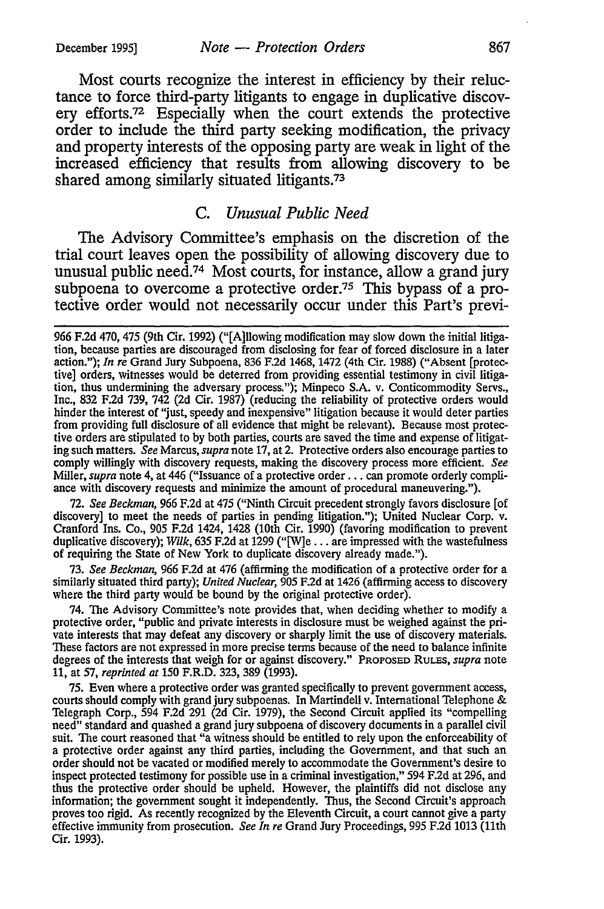Most courts recognize the interest in efficiency by their reluctance to force third-party litigants to engage in duplicative discovery efforts.[72] Especially when the court extends the protective order to include the third party seeking modification, the privacy and property interests of the opposing party are weak in light of the increased efficiency that results from allowing discovery to be shared among similarly situated litigants.[73]

### C. *Unusual Public Need*

The Advisory Committee's emphasis on the discretion of the trial court leaves open the possibility of allowing discovery due to unusual public need.[74] Most courts, for instance, allow a grand jury subpoena to overcome a protective order.[75] This bypass of a protective order would not necessarily occur under this Part's previ-

---

966 F.2d 470, 475 (9th Cir. 1992) ("[A]llowing modification may slow down the initial litigation, because parties are discouraged from disclosing for fear of forced disclosure in a later action."); *In re* Grand Jury Subpoena, 836 F.2d 1468, 1472 (4th Cir. 1988) ("Absent [protective] orders, witnesses would be deterred from providing essential testimony in civil litigation, thus undermining the adversary process."); Minpeco S.A. v. Conticommodity Servs., Inc., 832 F.2d 739, 742 (2d Cir. 1987) (reducing the reliability of protective orders would hinder the interest of "just, speedy and inexpensive" litigation because it would deter parties from providing full disclosure of all evidence that might be relevant). Because most protective orders are stipulated to by both parties, courts are saved the time and expense of litigating such matters. *See* Marcus, *supra* note 17, at 2. Protective orders also encourage parties to comply willingly with discovery requests, making the discovery process more efficient. *See* Miller, *supra* note 4, at 446 ("Issuance of a protective order . . . can promote orderly compliance with discovery requests and minimize the amount of procedural maneuvering.").

72. *See Beckman*, 966 F.2d at 475 ("Ninth Circuit precedent strongly favors disclosure [of discovery] to meet the needs of parties in pending litigation."); United Nuclear Corp. v. Cranford Ins. Co., 905 F.2d 1424, 1428 (10th Cir. 1990) (favoring modification to prevent duplicative discovery); *Wilk*, 635 F.2d at 1299 ("[W]e . . . are impressed with the wastefulness of requiring the State of New York to duplicate discovery already made.").

73. *See Beckman*, 966 F.2d at 476 (affirming the modification of a protective order for a similarly situated third party); *United Nuclear*, 905 F.2d at 1426 (affirming access to discovery where the third party would be bound by the original protective order).

74. The Advisory Committee's note provides that, when deciding whether to modify a protective order, "public and private interests in disclosure must be weighed against the private interests that may defeat any discovery or sharply limit the use of discovery materials. These factors are not expressed in more precise terms because of the need to balance infinite degrees of the interests that weigh for or against discovery." PROPOSED RULES, *supra* note 11, at 57, *reprinted at* 150 F.R.D. 323, 389 (1993).

75. Even where a protective order was granted specifically to prevent government access, courts should comply with grand jury subpoenas. In Martindell v. International Telephone & Telegraph Corp., 594 F.2d 291 (2d Cir. 1979), the Second Circuit applied its "compelling need" standard and quashed a grand jury subpoena of discovery documents in a parallel civil suit. The court reasoned that "a witness should be entitled to rely upon the enforceability of a protective order against any third parties, including the Government, and that such an order should not be vacated or modified merely to accommodate the Government's desire to inspect protected testimony for possible use in a criminal investigation," 594 F.2d at 296, and thus the protective order should be upheld. However, the plaintiffs did not disclose any information; the government sought it independently. Thus, the Second Circuit's approach proves too rigid. As recently recognized by the Eleventh Circuit, a court cannot give a party effective immunity from prosecution. *See In re* Grand Jury Proceedings, 995 F.2d 1013 (11th Cir. 1993).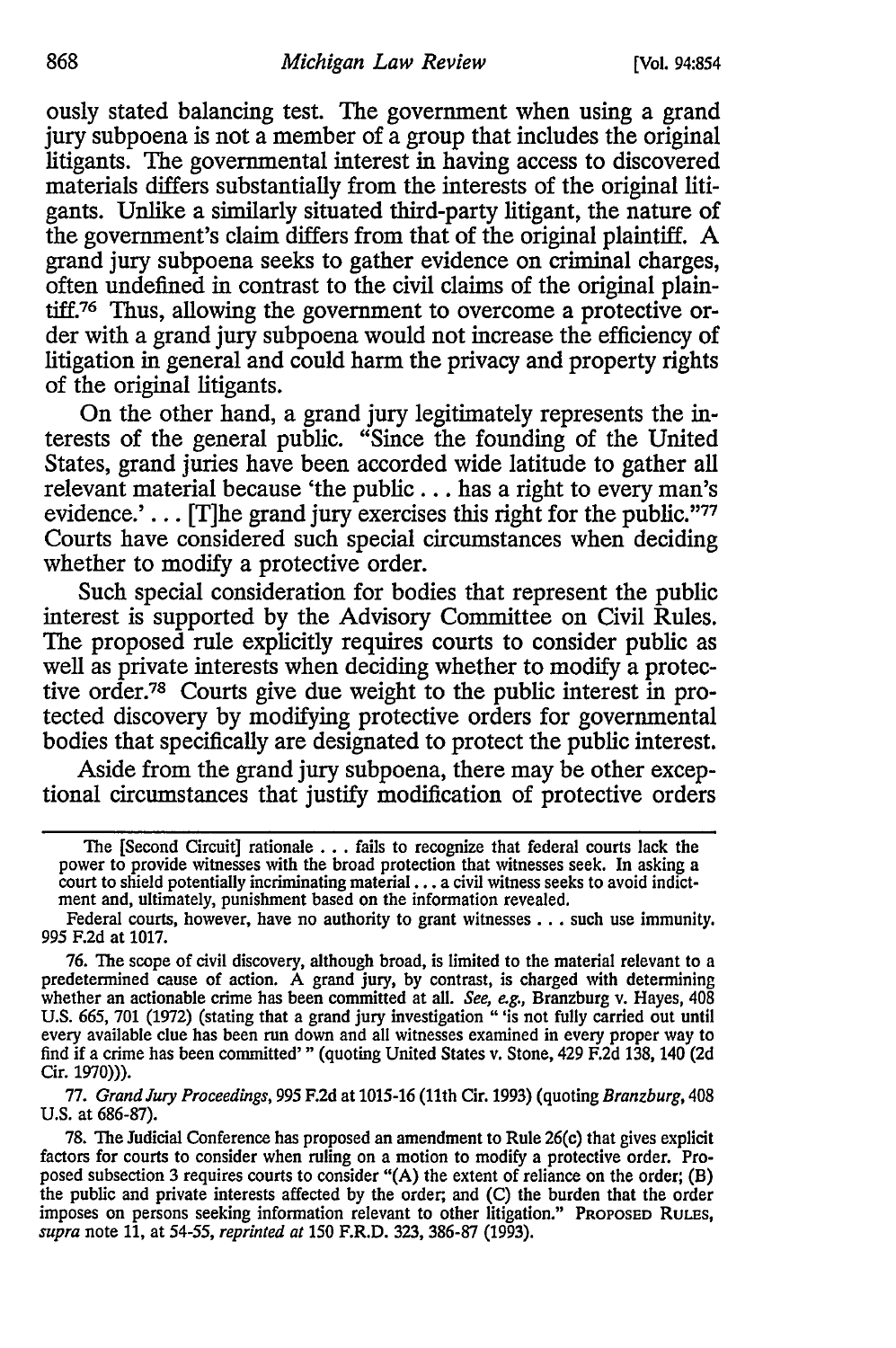ously stated balancing test. The government when using a grand jury subpoena is not a member of a group that includes the original litigants. The governmental interest in having access to discovered materials differs substantially from the interests of the original litigants. Unlike a similarly situated third-party litigant, the nature of the government's claim differs from that of the original plaintiff. A grand jury subpoena seeks to gather evidence on criminal charges, often undefined in contrast to the civil claims of the original plaintiff.[76] Thus, allowing the government to overcome a protective order with a grand jury subpoena would not increase the efficiency of litigation in general and could harm the privacy and property rights of the original litigants.

On the other hand, a grand jury legitimately represents the interests of the general public. "Since the founding of the United States, grand juries have been accorded wide latitude to gather all relevant material because 'the public . . . has a right to every man's evidence.' . . . [T]he grand jury exercises this right for the public."[77] Courts have considered such special circumstances when deciding whether to modify a protective order.

Such special consideration for bodies that represent the public interest is supported by the Advisory Committee on Civil Rules. The proposed rule explicitly requires courts to consider public as well as private interests when deciding whether to modify a protective order.[78] Courts give due weight to the public interest in protected discovery by modifying protective orders for governmental bodies that specifically are designated to protect the public interest.

Aside from the grand jury subpoena, there may be other exceptional circumstances that justify modification of protective orders

---

> The [Second Circuit] rationale . . . fails to recognize that federal courts lack the power to provide witnesses with the broad protection that witnesses seek. In asking a court to shield potentially incriminating material . . . a civil witness seeks to avoid indictment and, ultimately, punishment based on the information revealed.
>
> Federal courts, however, have no authority to grant witnesses . . . such use immunity.

995 F.2d at 1017.

76. The scope of civil discovery, although broad, is limited to the material relevant to a predetermined cause of action. A grand jury, by contrast, is charged with determining whether an actionable crime has been committed at all. *See, e.g.*, Branzburg v. Hayes, 408 U.S. 665, 701 (1972) (stating that a grand jury investigation " 'is not fully carried out until every available clue has been run down and all witnesses examined in every proper way to find if a crime has been committed' " (quoting United States v. Stone, 429 F.2d 138, 140 (2d Cir. 1970))).

77. *Grand Jury Proceedings*, 995 F.2d at 1015-16 (11th Cir. 1993) (quoting *Branzburg*, 408 U.S. at 686-87).

78. The Judicial Conference has proposed an amendment to Rule 26(c) that gives explicit factors for courts to consider when ruling on a motion to modify a protective order. Proposed subsection 3 requires courts to consider "(A) the extent of reliance on the order; (B) the public and private interests affected by the order; and (C) the burden that the order imposes on persons seeking information relevant to other litigation." PROPOSED RULES, *supra* note 11, at 54-55, *reprinted at* 150 F.R.D. 323, 386-87 (1993).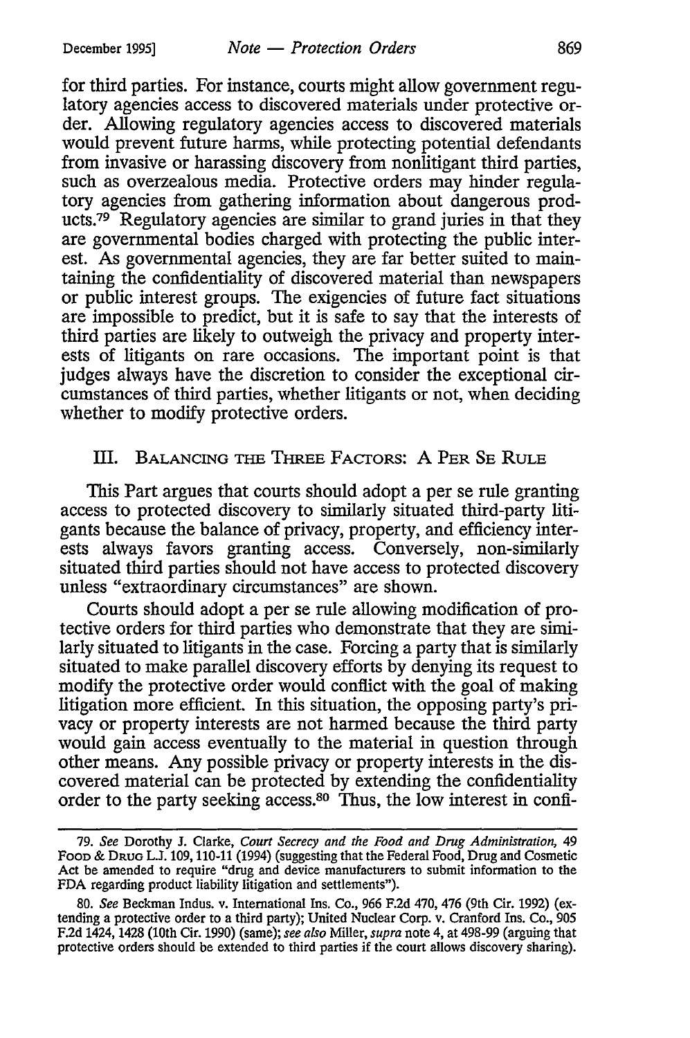for third parties. For instance, courts might allow government regulatory agencies access to discovered materials under protective order. Allowing regulatory agencies access to discovered materials would prevent future harms, while protecting potential defendants from invasive or harassing discovery from nonlitigant third parties, such as overzealous media. Protective orders may hinder regulatory agencies from gathering information about dangerous products.[79] Regulatory agencies are similar to grand juries in that they are governmental bodies charged with protecting the public interest. As governmental agencies, they are far better suited to maintaining the confidentiality of discovered material than newspapers or public interest groups. The exigencies of future fact situations are impossible to predict, but it is safe to say that the interests of third parties are likely to outweigh the privacy and property interests of litigants on rare occasions. The important point is that judges always have the discretion to consider the exceptional circumstances of third parties, whether litigants or not, when deciding whether to modify protective orders.

## III. Balancing the Three Factors: A Per Se Rule

This Part argues that courts should adopt a per se rule granting access to protected discovery to similarly situated third-party litigants because the balance of privacy, property, and efficiency interests always favors granting access. Conversely, non-similarly situated third parties should not have access to protected discovery unless "extraordinary circumstances" are shown.

Courts should adopt a per se rule allowing modification of protective orders for third parties who demonstrate that they are similarly situated to litigants in the case. Forcing a party that is similarly situated to make parallel discovery efforts by denying its request to modify the protective order would conflict with the goal of making litigation more efficient. In this situation, the opposing party's privacy or property interests are not harmed because the third party would gain access eventually to the material in question through other means. Any possible privacy or property interests in the discovered material can be protected by extending the confidentiality order to the party seeking access.[80] Thus, the low interest in confi-

---

79. *See* Dorothy J. Clarke, *Court Secrecy and the Food and Drug Administration*, 49 Food & Drug L.J. 109, 110-11 (1994) (suggesting that the Federal Food, Drug and Cosmetic Act be amended to require "drug and device manufacturers to submit information to the FDA regarding product liability litigation and settlements").

80. *See* Beckman Indus. v. International Ins. Co., 966 F.2d 470, 476 (9th Cir. 1992) (extending a protective order to a third party); United Nuclear Corp. v. Cranford Ins. Co., 905 F.2d 1424, 1428 (10th Cir. 1990) (same); *see also* Miller, *supra* note 4, at 498-99 (arguing that protective orders should be extended to third parties if the court allows discovery sharing).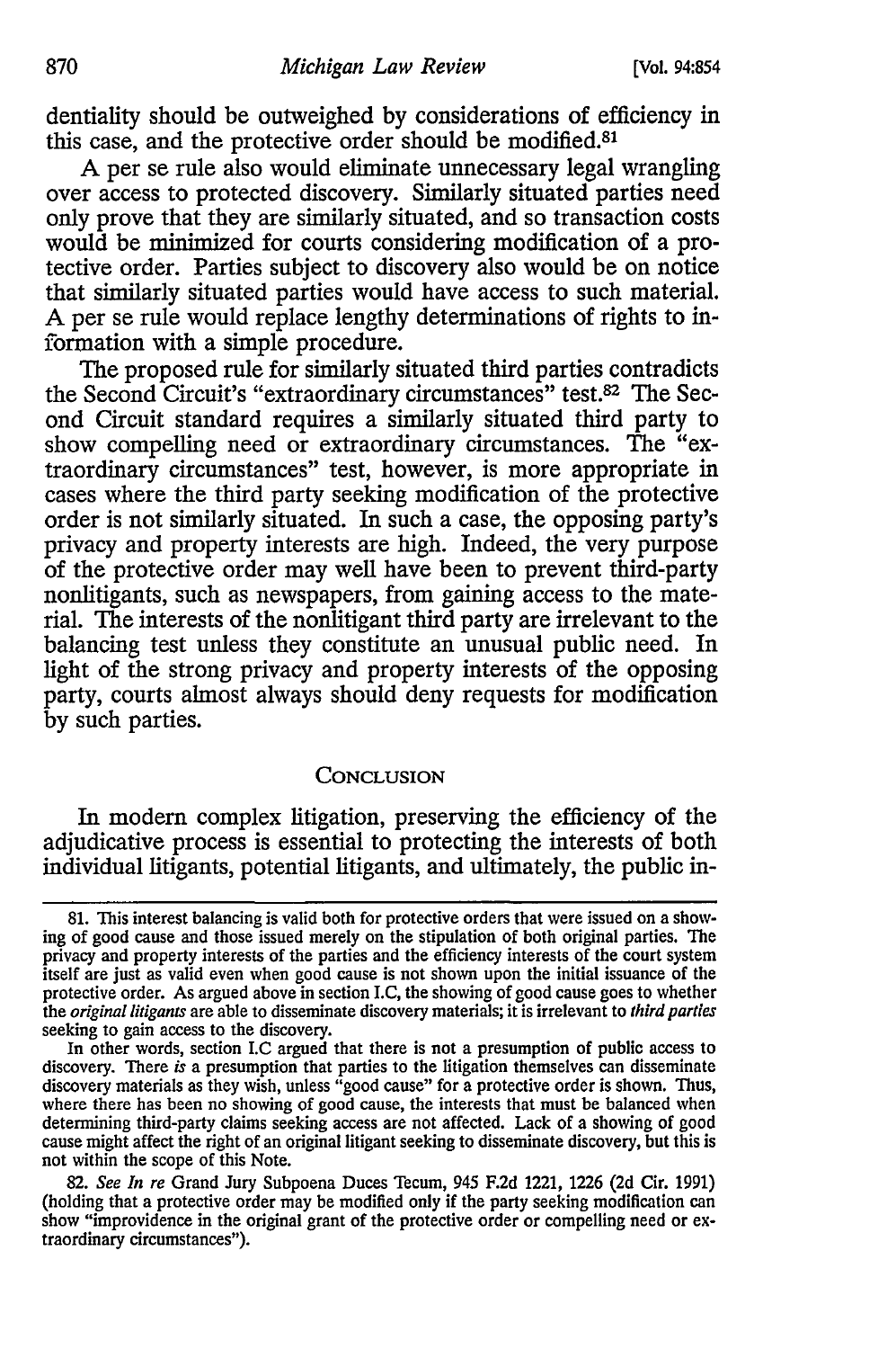dentiality should be outweighed by considerations of efficiency in this case, and the protective order should be modified.[81]

A per se rule also would eliminate unnecessary legal wrangling over access to protected discovery. Similarly situated parties need only prove that they are similarly situated, and so transaction costs would be minimized for courts considering modification of a protective order. Parties subject to discovery also would be on notice that similarly situated parties would have access to such material. A per se rule would replace lengthy determinations of rights to information with a simple procedure.

The proposed rule for similarly situated third parties contradicts the Second Circuit's "extraordinary circumstances" test.[82] The Second Circuit standard requires a similarly situated third party to show compelling need or extraordinary circumstances. The "extraordinary circumstances" test, however, is more appropriate in cases where the third party seeking modification of the protective order is not similarly situated. In such a case, the opposing party's privacy and property interests are high. Indeed, the very purpose of the protective order may well have been to prevent third-party nonlitigants, such as newspapers, from gaining access to the material. The interests of the nonlitigant third party are irrelevant to the balancing test unless they constitute an unusual public need. In light of the strong privacy and property interests of the opposing party, courts almost always should deny requests for modification by such parties.

## Conclusion

In modern complex litigation, preserving the efficiency of the adjudicative process is essential to protecting the interests of both individual litigants, potential litigants, and ultimately, the public in-

---

81. This interest balancing is valid both for protective orders that were issued on a showing of good cause and those issued merely on the stipulation of both original parties. The privacy and property interests of the parties and the efficiency interests of the court system itself are just as valid even when good cause is not shown upon the initial issuance of the protective order. As argued above in section I.C, the showing of good cause goes to whether the *original litigants* are able to disseminate discovery materials; it is irrelevant to *third parties* seeking to gain access to the discovery.

In other words, section I.C argued that there is not a presumption of public access to discovery. There *is* a presumption that parties to the litigation themselves can disseminate discovery materials as they wish, unless "good cause" for a protective order is shown. Thus, where there has been no showing of good cause, the interests that must be balanced when determining third-party claims seeking access are not affected. Lack of a showing of good cause might affect the right of an original litigant seeking to disseminate discovery, but this is not within the scope of this Note.

82. *See In re* Grand Jury Subpoena Duces Tecum, 945 F.2d 1221, 1226 (2d Cir. 1991) (holding that a protective order may be modified only if the party seeking modification can show "improvidence in the original grant of the protective order or compelling need or extraordinary circumstances").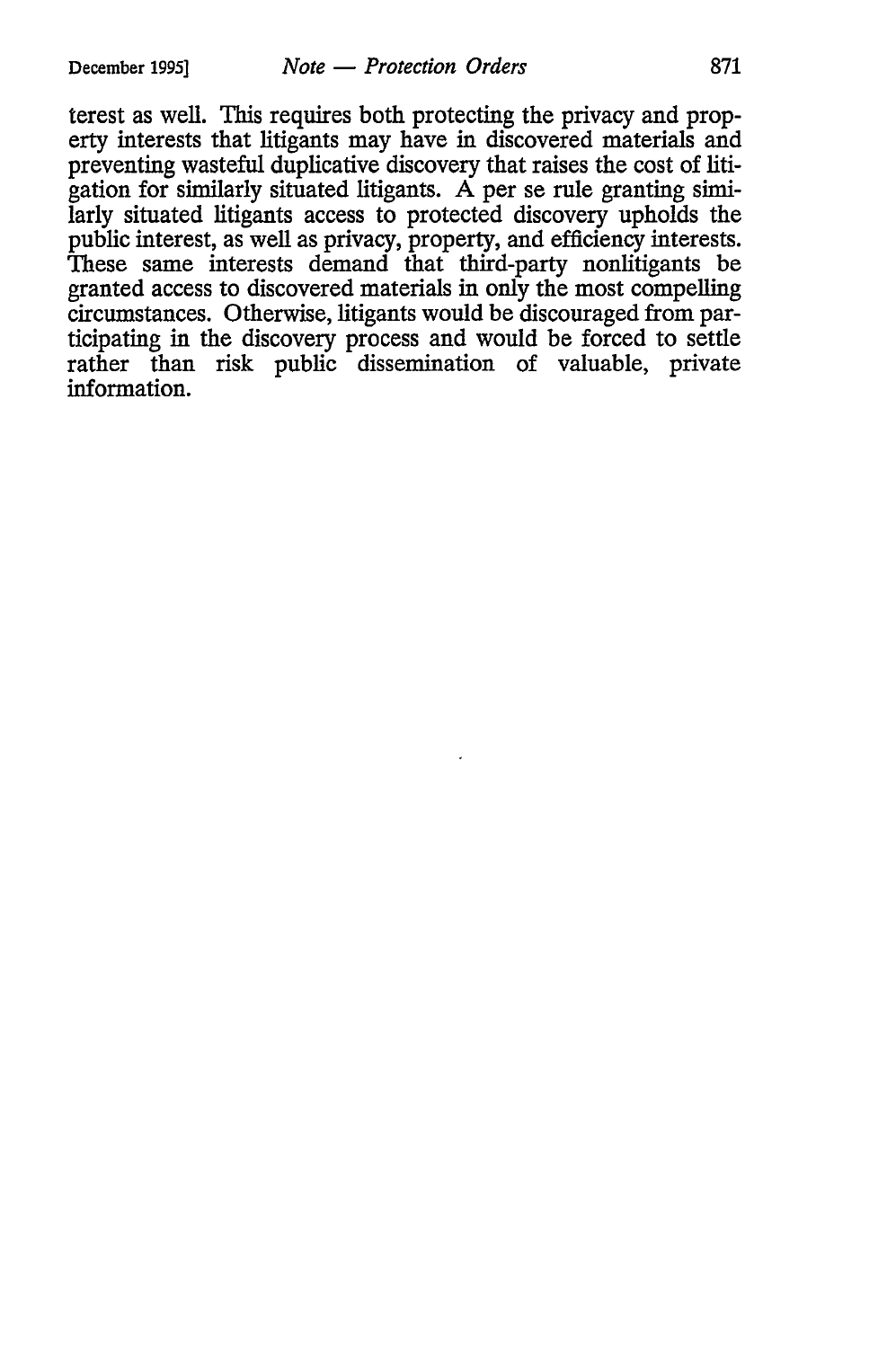terest as well. This requires both protecting the privacy and property interests that litigants may have in discovered materials and preventing wasteful duplicative discovery that raises the cost of litigation for similarly situated litigants. A per se rule granting similarly situated litigants access to protected discovery upholds the public interest, as well as privacy, property, and efficiency interests. These same interests demand that third-party nonlitigants be granted access to discovered materials in only the most compelling circumstances. Otherwise, litigants would be discouraged from participating in the discovery process and would be forced to settle rather than risk public dissemination of valuable, private information.